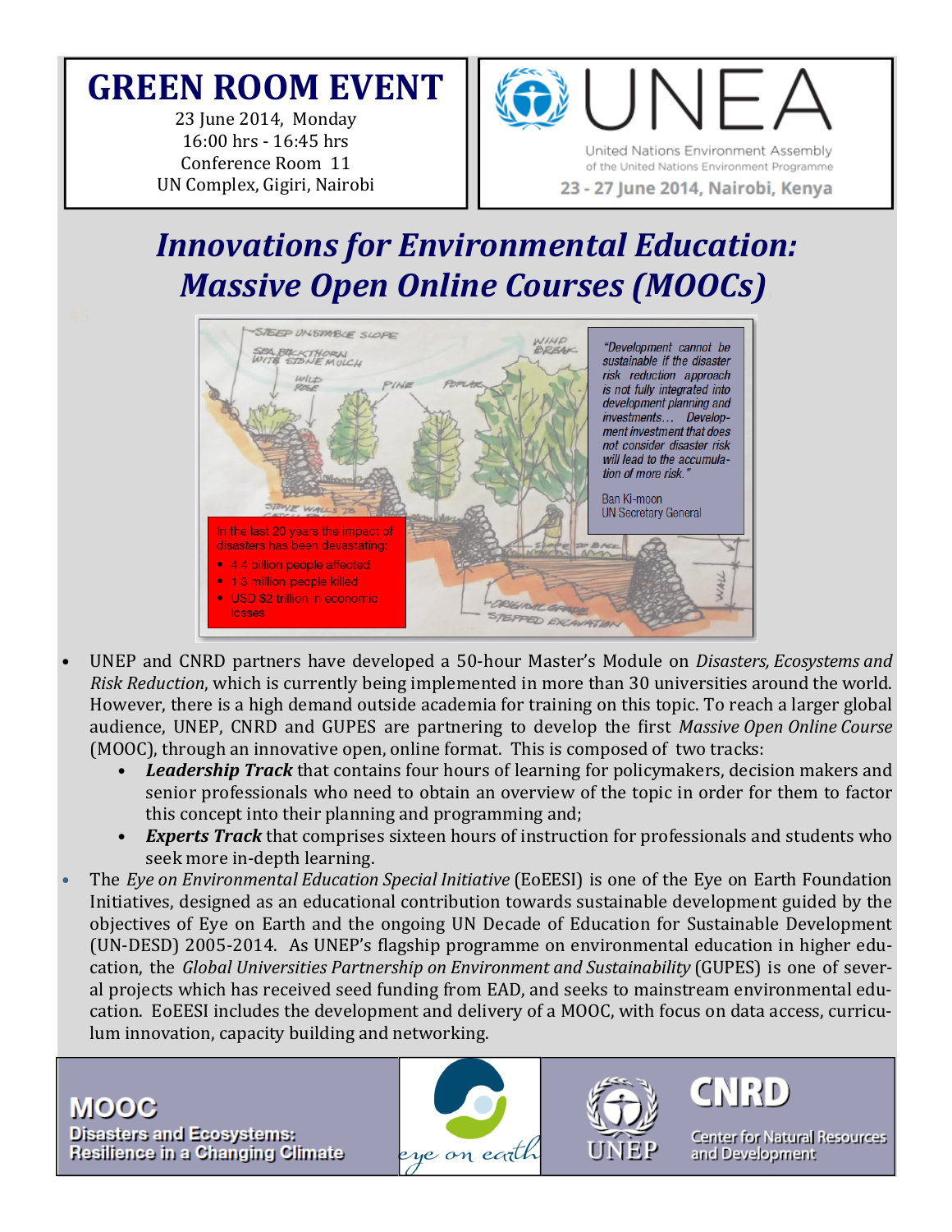# GREEN ROOM EVENT

23 June 2014, Monday
16:00 hrs - 16:45 hrs
Conference Room 11
UN Complex, Gigiri, Nairobi

UNEA
United Nations Environment Assembly of the United Nations Environment Programme
23 - 27 June 2014, Nairobi, Kenya

## *Innovations for Environmental Education: Massive Open Online Courses (MOOCs)*

"Development cannot be sustainable if the disaster risk reduction approach is not fully integrated into development planning and investments… Development investment that does not consider disaster risk will lead to the accumulation of more risk."

Ban Ki-moon
UN Secretary General

In the last 20 years the impact of disasters has been devastating:

- 4.4 billion people affected
- 1.3 million people killed
- USD $2 trillion in economic losses

- UNEP and CNRD partners have developed a 50-hour Master's Module on *Disasters, Ecosystems and Risk Reduction*, which is currently being implemented in more than 30 universities around the world. However, there is a high demand outside academia for training on this topic. To reach a larger global audience, UNEP, CNRD and GUPES are partnering to develop the first *Massive Open Online Course* (MOOC), through an innovative open, online format. This is composed of two tracks:
  - ***Leadership Track*** that contains four hours of learning for policymakers, decision makers and senior professionals who need to obtain an overview of the topic in order for them to factor this concept into their planning and programming and;
  - ***Experts Track*** that comprises sixteen hours of instruction for professionals and students who seek more in-depth learning.
- The *Eye on Environmental Education Special Initiative* (EoEESI) is one of the Eye on Earth Foundation Initiatives, designed as an educational contribution towards sustainable development guided by the objectives of Eye on Earth and the ongoing UN Decade of Education for Sustainable Development (UN-DESD) 2005-2014. As UNEP's flagship programme on environmental education in higher education, the *Global Universities Partnership on Environment and Sustainability* (GUPES) is one of several projects which has received seed funding from EAD, and seeks to mainstream environmental education. EoEESI includes the development and delivery of a MOOC, with focus on data access, curriculum innovation, capacity building and networking.

**MOOC**
**Disasters and Ecosystems: Resilience in a Changing Climate**

eye on earth

UNEP

CNRD
Center for Natural Resources and Development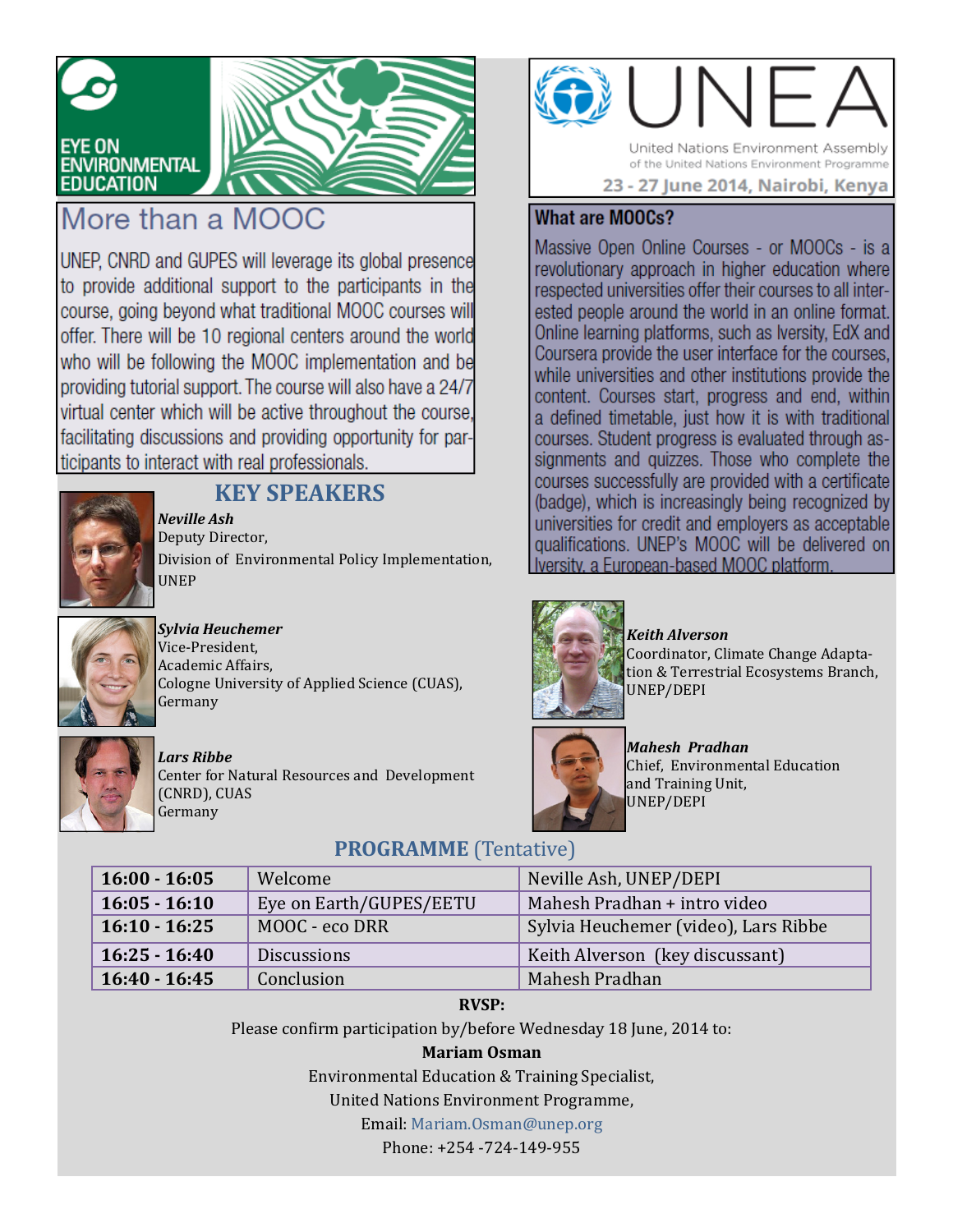EYE ON ENVIRONMENTAL EDUCATION

## More than a MOOC

UNEP, CNRD and GUPES will leverage its global presence to provide additional support to the participants in the course, going beyond what traditional MOOC courses will offer. There will be 10 regional centers around the world who will be following the MOOC implementation and be providing tutorial support. The course will also have a 24/7 virtual center which will be active throughout the course, facilitating discussions and providing opportunity for participants to interact with real professionals.

# UNEA

United Nations Environment Assembly of the United Nations Environment Programme

23 - 27 June 2014, Nairobi, Kenya

## What are MOOCs?

Massive Open Online Courses - or MOOCs - is a revolutionary approach in higher education where respected universities offer their courses to all interested people around the world in an online format. Online learning platforms, such as Iversity, EdX and Coursera provide the user interface for the courses, while universities and other institutions provide the content. Courses start, progress and end, within a defined timetable, just how it is with traditional courses. Student progress is evaluated through assignments and quizzes. Those who complete the courses successfully are provided with a certificate (badge), which is increasingly being recognized by universities for credit and employers as acceptable qualifications. UNEP's MOOC will be delivered on Iversity, a European-based MOOC platform.

## KEY SPEAKERS

***Neville Ash***
Deputy Director,
Division of Environmental Policy Implementation,
UNEP

***Sylvia Heuchemer***
Vice-President,
Academic Affairs,
Cologne University of Applied Science (CUAS),
Germany

***Lars Ribbe***
Center for Natural Resources and Development (CNRD), CUAS
Germany

***Keith Alverson***
Coordinator, Climate Change Adaptation & Terrestrial Ecosystems Branch,
UNEP/DEPI

***Mahesh Pradhan***
Chief, Environmental Education and Training Unit,
UNEP/DEPI

## PROGRAMME (Tentative)

| | | |
|---|---|---|
| **16:00 - 16:05** | Welcome | Neville Ash, UNEP/DEPI |
| **16:05 - 16:10** | Eye on Earth/GUPES/EETU | Mahesh Pradhan + intro video |
| **16:10 - 16:25** | MOOC - eco DRR | Sylvia Heuchemer (video), Lars Ribbe |
| **16:25 - 16:40** | Discussions | Keith Alverson (key discussant) |
| **16:40 - 16:45** | Conclusion | Mahesh Pradhan |

**RSVP:**

Please confirm participation by/before Wednesday 18 June, 2014 to:

**Mariam Osman**

Environmental Education & Training Specialist,

United Nations Environment Programme,

Email: Mariam.Osman@unep.org

Phone: +254 -724-149-955